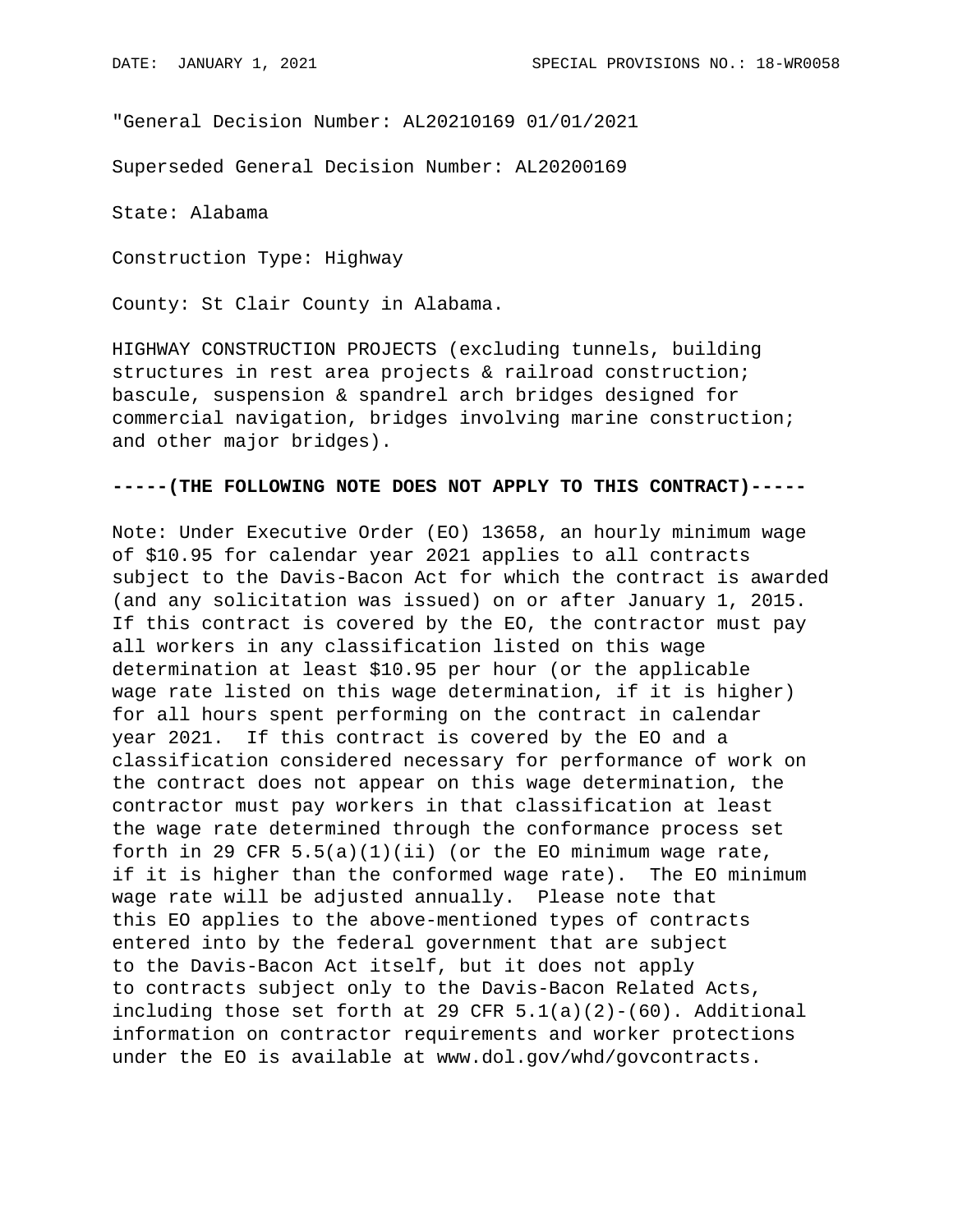"General Decision Number: AL20210169 01/01/2021

Superseded General Decision Number: AL20200169

State: Alabama

Construction Type: Highway

County: St Clair County in Alabama.

HIGHWAY CONSTRUCTION PROJECTS (excluding tunnels, building structures in rest area projects & railroad construction; bascule, suspension & spandrel arch bridges designed for commercial navigation, bridges involving marine construction; and other major bridges).

**-----(THE FOLLOWING NOTE DOES NOT APPLY TO THIS CONTRACT)-----**

Note: Under Executive Order (EO) 13658, an hourly minimum wage of $10.95 for calendar year 2021 applies to all contracts subject to the Davis-Bacon Act for which the contract is awarded (and any solicitation was issued) on or after January 1, 2015. If this contract is covered by the EO, the contractor must pay all workers in any classification listed on this wage determination at least $10.95 per hour (or the applicable wage rate listed on this wage determination, if it is higher) for all hours spent performing on the contract in calendar year 2021. If this contract is covered by the EO and a classification considered necessary for performance of work on the contract does not appear on this wage determination, the contractor must pay workers in that classification at least the wage rate determined through the conformance process set forth in 29 CFR 5.5(a)(1)(ii) (or the EO minimum wage rate, if it is higher than the conformed wage rate). The EO minimum wage rate will be adjusted annually. Please note that this EO applies to the above-mentioned types of contracts entered into by the federal government that are subject to the Davis-Bacon Act itself, but it does not apply to contracts subject only to the Davis-Bacon Related Acts, including those set forth at 29 CFR 5.1(a)(2)-(60). Additional information on contractor requirements and worker protections under the EO is available at www.dol.gov/whd/govcontracts.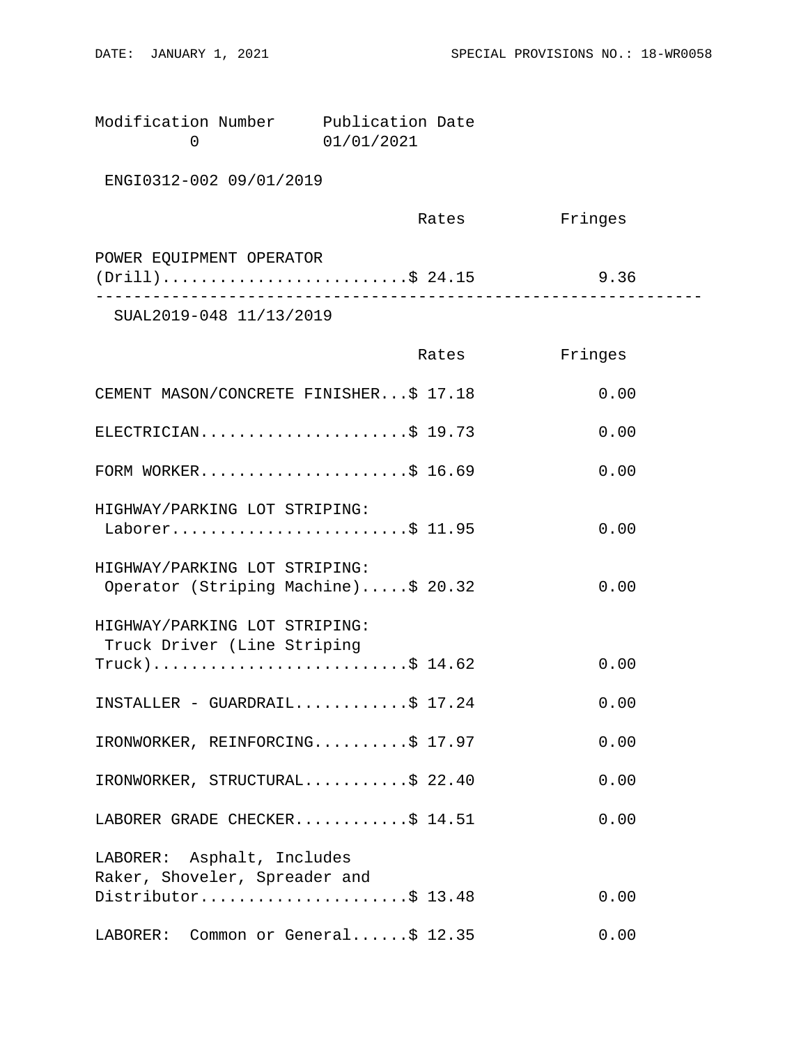Modification Number    Publication Date
0    01/01/2021

ENGI0312-002 09/01/2019

| | Rates | Fringes |
|---|---|---|
| POWER EQUIPMENT OPERATOR (Drill) | $ 24.15 | 9.36 |

---

SUAL2019-048 11/13/2019

| | Rates | Fringes |
|---|---|---|
| CEMENT MASON/CONCRETE FINISHER | $ 17.18 | 0.00 |
| ELECTRICIAN | $ 19.73 | 0.00 |
| FORM WORKER | $ 16.69 | 0.00 |
| HIGHWAY/PARKING LOT STRIPING: Laborer | $ 11.95 | 0.00 |
| HIGHWAY/PARKING LOT STRIPING: Operator (Striping Machine) | $ 20.32 | 0.00 |
| HIGHWAY/PARKING LOT STRIPING: Truck Driver (Line Striping Truck) | $ 14.62 | 0.00 |
| INSTALLER - GUARDRAIL | $ 17.24 | 0.00 |
| IRONWORKER, REINFORCING | $ 17.97 | 0.00 |
| IRONWORKER, STRUCTURAL | $ 22.40 | 0.00 |
| LABORER GRADE CHECKER | $ 14.51 | 0.00 |
| LABORER: Asphalt, Includes Raker, Shoveler, Spreader and Distributor | $ 13.48 | 0.00 |
| LABORER: Common or General | $ 12.35 | 0.00 |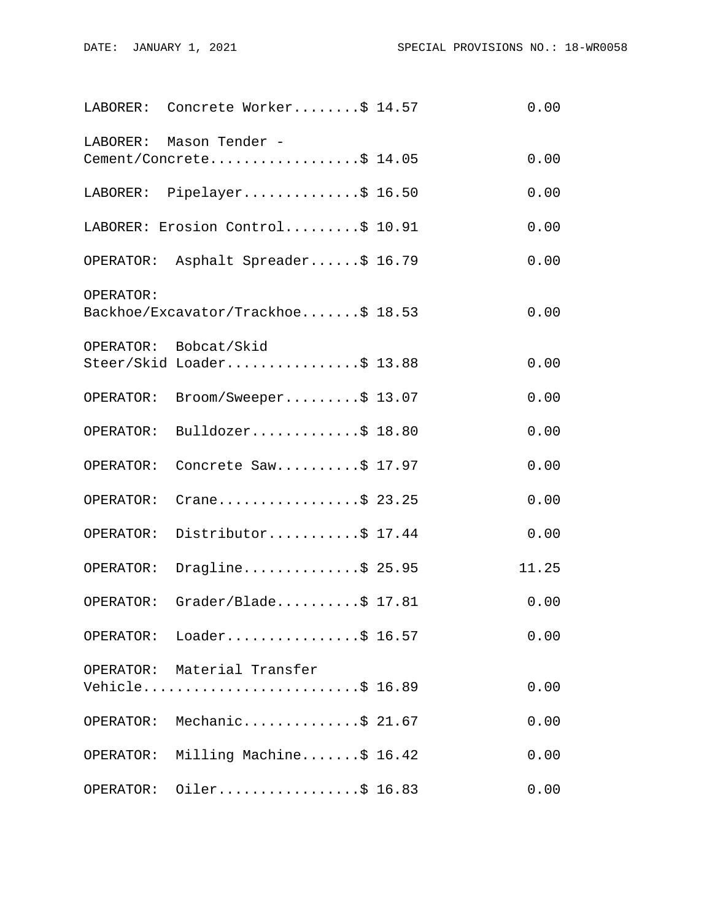| Classification | Rates | Fringes |
|---|---|---|
| LABORER: Concrete Worker | $ 14.57 | 0.00 |
| LABORER: Mason Tender - Cement/Concrete | $ 14.05 | 0.00 |
| LABORER: Pipelayer | $ 16.50 | 0.00 |
| LABORER: Erosion Control | $ 10.91 | 0.00 |
| OPERATOR: Asphalt Spreader | $ 16.79 | 0.00 |
| OPERATOR: Backhoe/Excavator/Trackhoe | $ 18.53 | 0.00 |
| OPERATOR: Bobcat/Skid Steer/Skid Loader | $ 13.88 | 0.00 |
| OPERATOR: Broom/Sweeper | $ 13.07 | 0.00 |
| OPERATOR: Bulldozer | $ 18.80 | 0.00 |
| OPERATOR: Concrete Saw | $ 17.97 | 0.00 |
| OPERATOR: Crane | $ 23.25 | 0.00 |
| OPERATOR: Distributor | $ 17.44 | 0.00 |
| OPERATOR: Dragline | $ 25.95 | 11.25 |
| OPERATOR: Grader/Blade | $ 17.81 | 0.00 |
| OPERATOR: Loader | $ 16.57 | 0.00 |
| OPERATOR: Material Transfer Vehicle | $ 16.89 | 0.00 |
| OPERATOR: Mechanic | $ 21.67 | 0.00 |
| OPERATOR: Milling Machine | $ 16.42 | 0.00 |
| OPERATOR: Oiler | $ 16.83 | 0.00 |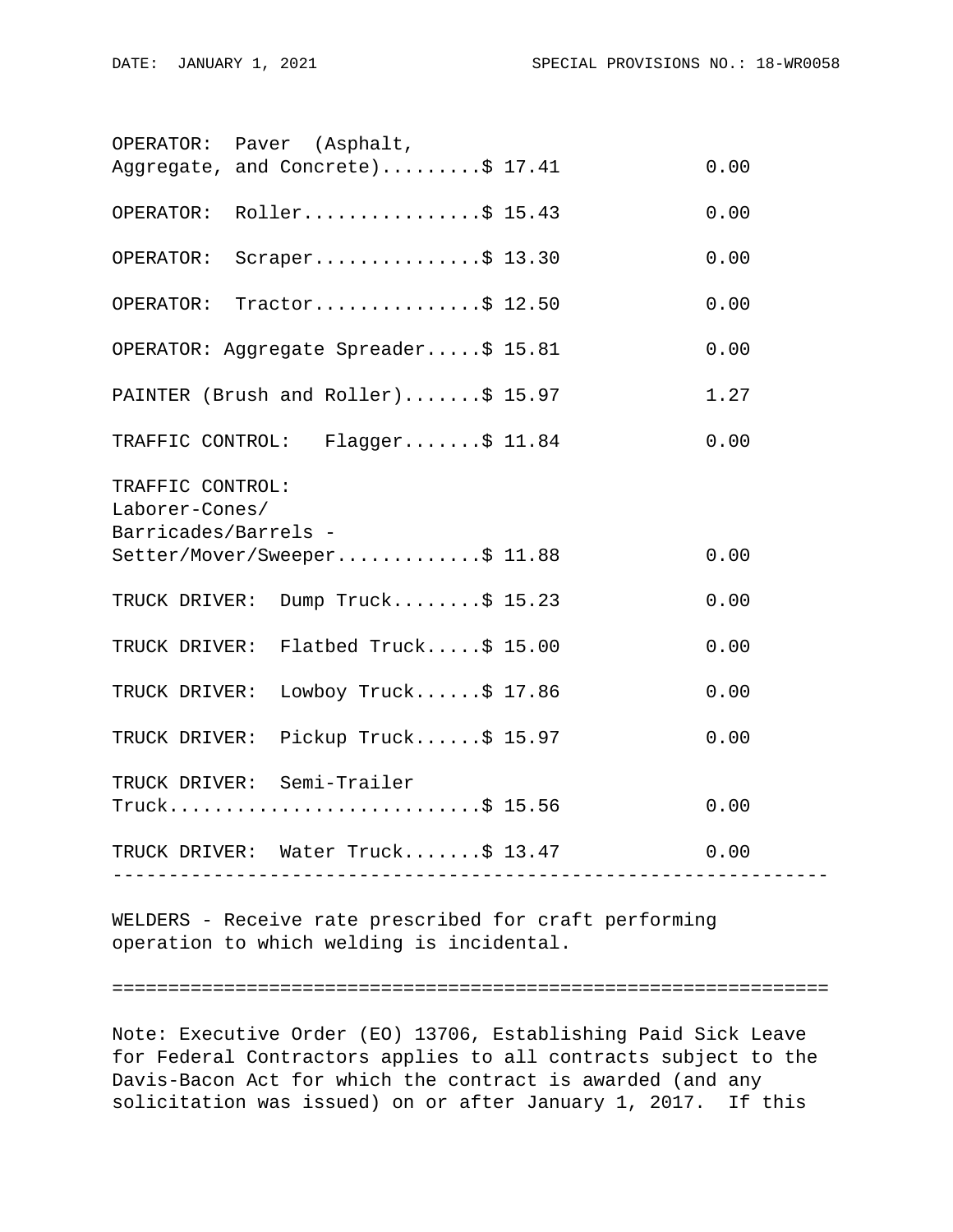| | Rates | Fringes |
|---|---|---|
| OPERATOR: Paver (Asphalt, Aggregate, and Concrete) | $ 17.41 | 0.00 |
| OPERATOR: Roller | $ 15.43 | 0.00 |
| OPERATOR: Scraper | $ 13.30 | 0.00 |
| OPERATOR: Tractor | $ 12.50 | 0.00 |
| OPERATOR: Aggregate Spreader | $ 15.81 | 0.00 |
| PAINTER (Brush and Roller) | $ 15.97 | 1.27 |
| TRAFFIC CONTROL: Flagger | $ 11.84 | 0.00 |
| TRAFFIC CONTROL: Laborer-Cones/ Barricades/Barrels - Setter/Mover/Sweeper | $ 11.88 | 0.00 |
| TRUCK DRIVER: Dump Truck | $ 15.23 | 0.00 |
| TRUCK DRIVER: Flatbed Truck | $ 15.00 | 0.00 |
| TRUCK DRIVER: Lowboy Truck | $ 17.86 | 0.00 |
| TRUCK DRIVER: Pickup Truck | $ 15.97 | 0.00 |
| TRUCK DRIVER: Semi-Trailer Truck | $ 15.56 | 0.00 |
| TRUCK DRIVER: Water Truck | $ 13.47 | 0.00 |

---

WELDERS - Receive rate prescribed for craft performing operation to which welding is incidental.

---

Note: Executive Order (EO) 13706, Establishing Paid Sick Leave for Federal Contractors applies to all contracts subject to the Davis-Bacon Act for which the contract is awarded (and any solicitation was issued) on or after January 1, 2017. If this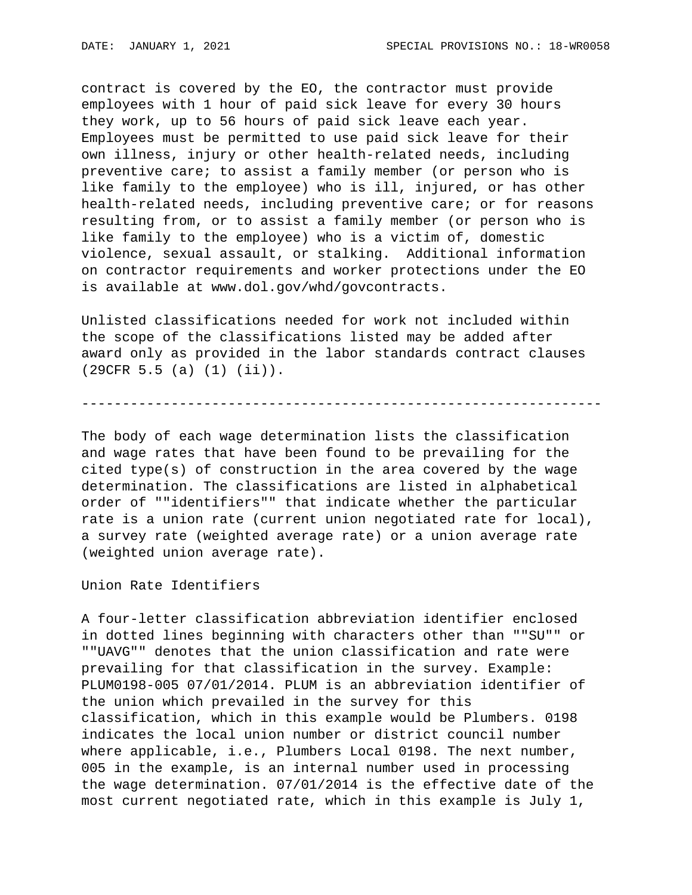contract is covered by the EO, the contractor must provide employees with 1 hour of paid sick leave for every 30 hours they work, up to 56 hours of paid sick leave each year. Employees must be permitted to use paid sick leave for their own illness, injury or other health-related needs, including preventive care; to assist a family member (or person who is like family to the employee) who is ill, injured, or has other health-related needs, including preventive care; or for reasons resulting from, or to assist a family member (or person who is like family to the employee) who is a victim of, domestic violence, sexual assault, or stalking. Additional information on contractor requirements and worker protections under the EO is available at www.dol.gov/whd/govcontracts.

Unlisted classifications needed for work not included within the scope of the classifications listed may be added after award only as provided in the labor standards contract clauses (29CFR 5.5 (a) (1) (ii)).

----------------------------------------------------------------

The body of each wage determination lists the classification and wage rates that have been found to be prevailing for the cited type(s) of construction in the area covered by the wage determination. The classifications are listed in alphabetical order of ""identifiers"" that indicate whether the particular rate is a union rate (current union negotiated rate for local), a survey rate (weighted average rate) or a union average rate (weighted union average rate).

Union Rate Identifiers

A four-letter classification abbreviation identifier enclosed in dotted lines beginning with characters other than ""SU"" or ""UAVG"" denotes that the union classification and rate were prevailing for that classification in the survey. Example: PLUM0198-005 07/01/2014. PLUM is an abbreviation identifier of the union which prevailed in the survey for this classification, which in this example would be Plumbers. 0198 indicates the local union number or district council number where applicable, i.e., Plumbers Local 0198. The next number, 005 in the example, is an internal number used in processing the wage determination. 07/01/2014 is the effective date of the most current negotiated rate, which in this example is July 1,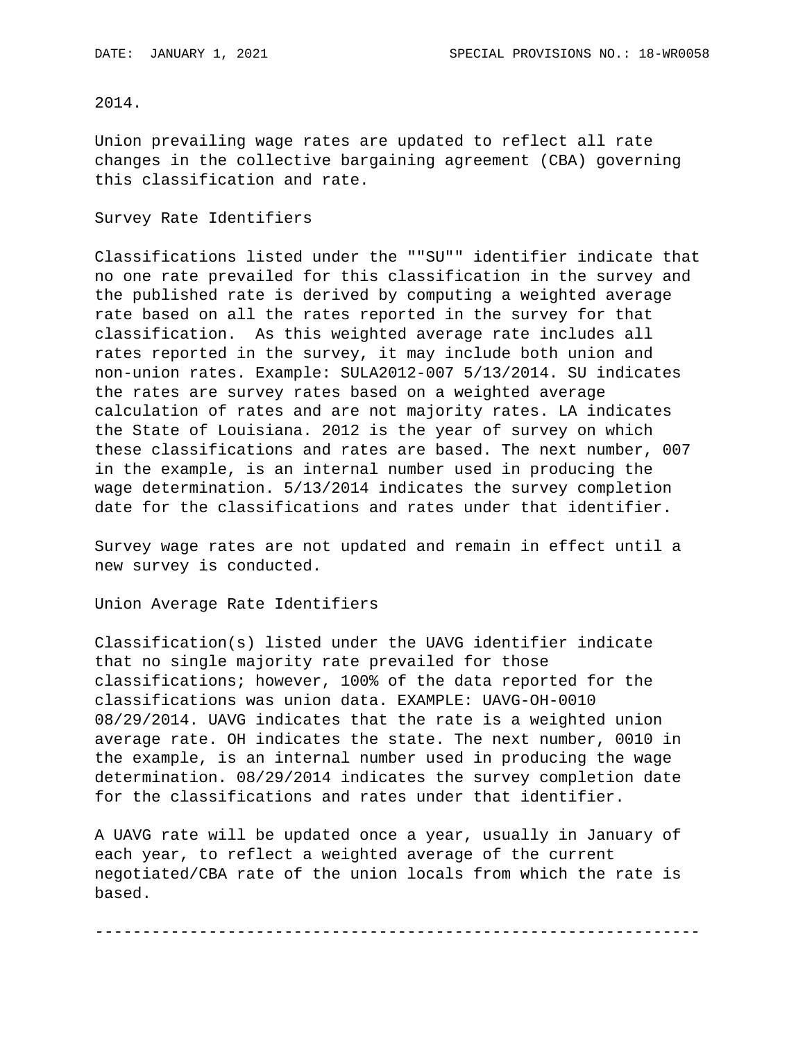2014.

Union prevailing wage rates are updated to reflect all rate changes in the collective bargaining agreement (CBA) governing this classification and rate.

Survey Rate Identifiers

Classifications listed under the ""SU"" identifier indicate that no one rate prevailed for this classification in the survey and the published rate is derived by computing a weighted average rate based on all the rates reported in the survey for that classification. As this weighted average rate includes all rates reported in the survey, it may include both union and non-union rates. Example: SULA2012-007 5/13/2014. SU indicates the rates are survey rates based on a weighted average calculation of rates and are not majority rates. LA indicates the State of Louisiana. 2012 is the year of survey on which these classifications and rates are based. The next number, 007 in the example, is an internal number used in producing the wage determination. 5/13/2014 indicates the survey completion date for the classifications and rates under that identifier.

Survey wage rates are not updated and remain in effect until a new survey is conducted.

Union Average Rate Identifiers

Classification(s) listed under the UAVG identifier indicate that no single majority rate prevailed for those classifications; however, 100% of the data reported for the classifications was union data. EXAMPLE: UAVG-OH-0010 08/29/2014. UAVG indicates that the rate is a weighted union average rate. OH indicates the state. The next number, 0010 in the example, is an internal number used in producing the wage determination. 08/29/2014 indicates the survey completion date for the classifications and rates under that identifier.

A UAVG rate will be updated once a year, usually in January of each year, to reflect a weighted average of the current negotiated/CBA rate of the union locals from which the rate is based.

----------------------------------------------------------------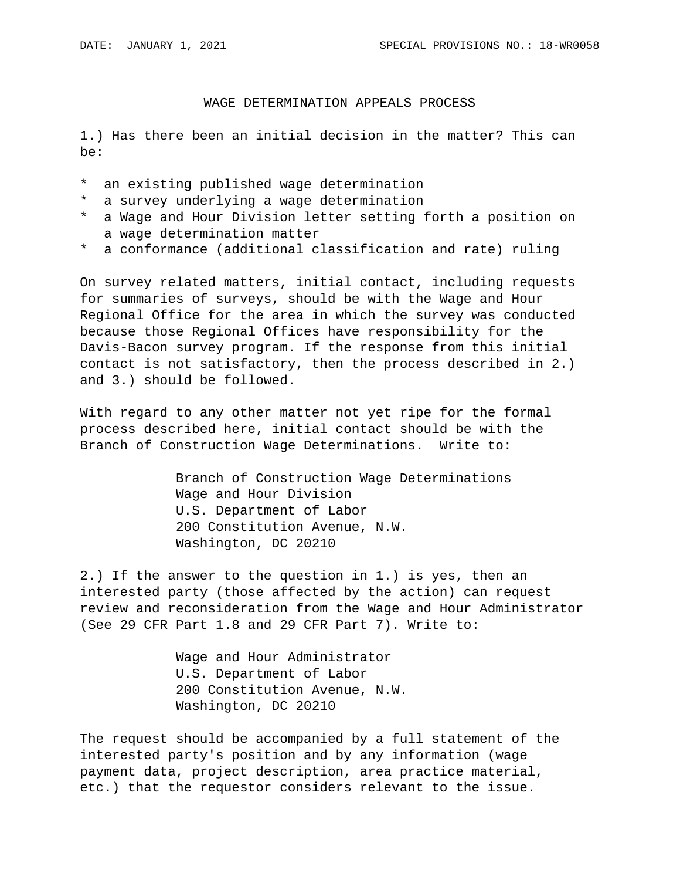# WAGE DETERMINATION APPEALS PROCESS

1.) Has there been an initial decision in the matter? This can be:

* an existing published wage determination
* a survey underlying a wage determination
* a Wage and Hour Division letter setting forth a position on a wage determination matter
* a conformance (additional classification and rate) ruling

On survey related matters, initial contact, including requests for summaries of surveys, should be with the Wage and Hour Regional Office for the area in which the survey was conducted because those Regional Offices have responsibility for the Davis-Bacon survey program. If the response from this initial contact is not satisfactory, then the process described in 2.) and 3.) should be followed.

With regard to any other matter not yet ripe for the formal process described here, initial contact should be with the Branch of Construction Wage Determinations. Write to:

Branch of Construction Wage Determinations
Wage and Hour Division
U.S. Department of Labor
200 Constitution Avenue, N.W.
Washington, DC 20210

2.) If the answer to the question in 1.) is yes, then an interested party (those affected by the action) can request review and reconsideration from the Wage and Hour Administrator (See 29 CFR Part 1.8 and 29 CFR Part 7). Write to:

Wage and Hour Administrator
U.S. Department of Labor
200 Constitution Avenue, N.W.
Washington, DC 20210

The request should be accompanied by a full statement of the interested party's position and by any information (wage payment data, project description, area practice material, etc.) that the requestor considers relevant to the issue.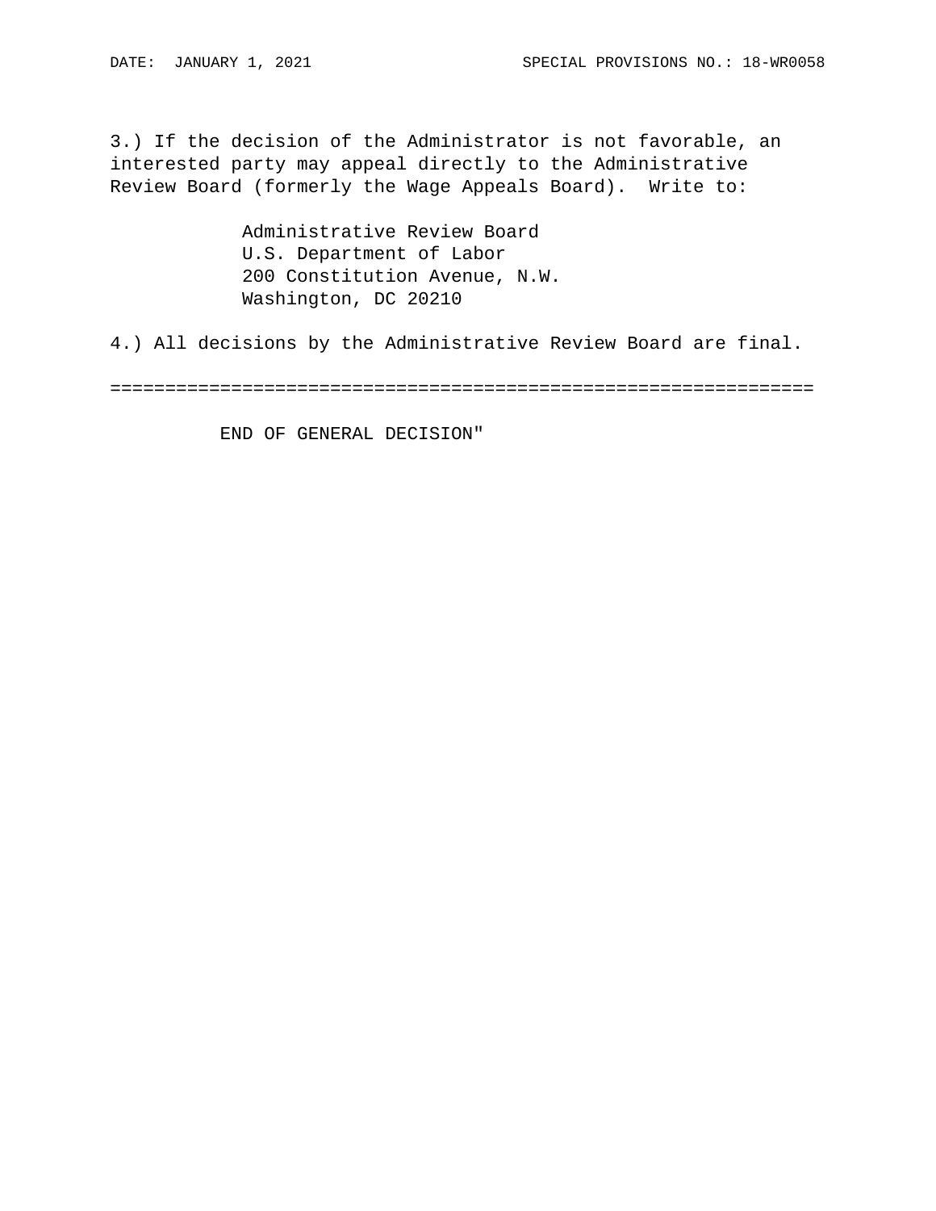3.) If the decision of the Administrator is not favorable, an interested party may appeal directly to the Administrative Review Board (formerly the Wage Appeals Board). Write to:

Administrative Review Board
U.S. Department of Labor
200 Constitution Avenue, N.W.
Washington, DC 20210

4.) All decisions by the Administrative Review Board are final.

================================================================

END OF GENERAL DECISION"